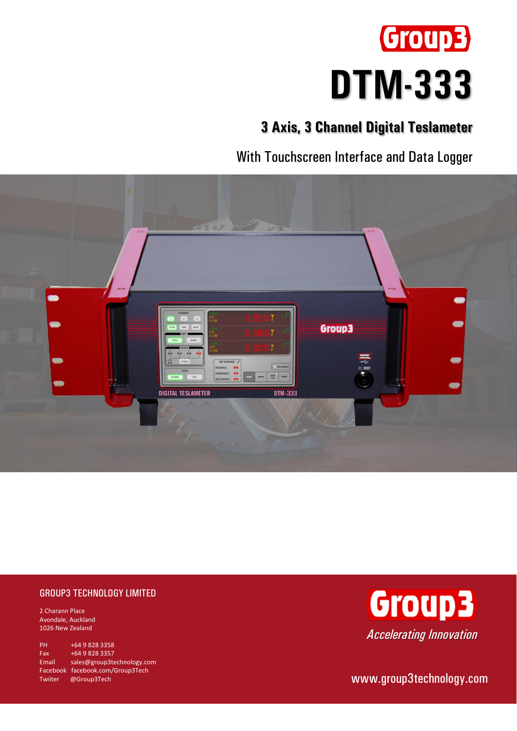# DTM-333

## 3 Axis, 3 Channel Digital Teslameter

With Touchscreen Interface and Data Logger

### GROUP3 TECHNOLOGY LIMITED

2 Charann Place
Avondale, Auckland
1026 New Zealand

PH +64 9 828 3358
Fax +64 9 828 3357
Email sales@group3technology.com
Facebook facebook.com/Group3Tech
Twiiter @Group3Tech

Group3

*Accelerating Innovation*

www.group3technology.com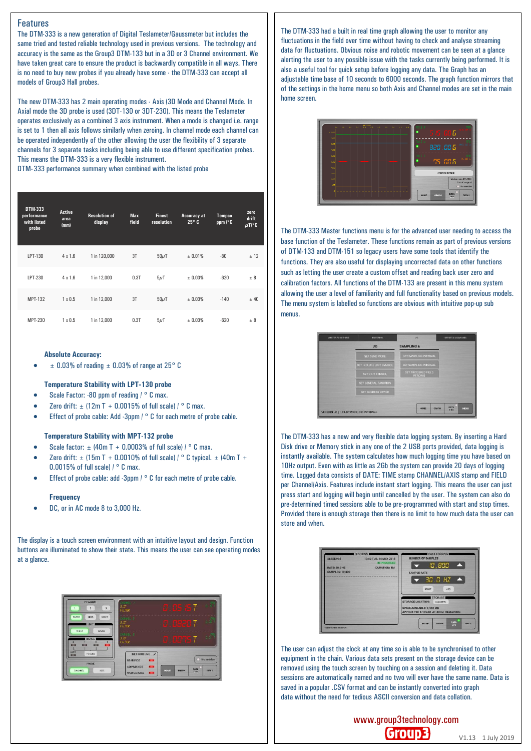## Features

The DTM-333 is a new generation of Digital Teslameter/Gaussmeter but includes the same tried and tested reliable technology used in previous versions. The technology and accuracy is the same as the Group3 DTM-133 but in a 3D or 3 Channel environment. We have taken great care to ensure the product is backwardly compatible in all ways. There is no need to buy new probes if you already have some - the DTM-333 can accept all models of Group3 Hall probes.

The new DTM-333 has 2 main operating modes - Axis (3D Mode and Channel Mode. In Axial mode the 3D probe is used (3DT-130 or 3DT-230). This means the Teslameter operates exclusively as a combined 3 axis instrument. When a mode is changed i.e. range is set to 1 then all axis follows similarly when zeroing. In channel mode each channel can be operated independently of the other allowing the user the flexibility of 3 separate channels for 3 separate tasks including being able to use different specification probes. This means the DTM-333 is a very flexible instrument.

DTM-333 performance summary when combined with the listed probe

| DTM-333 performance with listed probe | Active area (mm) | Resolution of display | Max field | Finest resolution | Accuracy at 25° C | Tempco ppm/°C | zero drift $\mu$T/°C |
|---|---|---|---|---|---|---|---|
| LPT-130 | 4 x 1.6 | 1 in 120,000 | 3T | 50$\mu$T | ± 0.01% | -80 | ± 12 |
| LPT-230 | 4 x 1.6 | 1 in 12,000 | 0.3T | 5$\mu$T | ± 0.03% | -620 | ± 8 |
| MPT-132 | 1 x 0.5 | 1 in 12,000 | 3T | 50$\mu$T | ± 0.03% | -140 | ± 40 |
| MPT-230 | 1 x 0.5 | 1 in 12,000 | 0.3T | 5$\mu$T | ± 0.03% | -620 | ± 8 |

### Absolute Accuracy:

- ± 0.03% of reading ± 0.03% of range at 25° C

### Temperature Stability with LPT-130 probe

- Scale Factor: -80 ppm of reading / ° C max.
- Zero drift: ± (12m T + 0.0015% of full scale) / ° C max.
- Effect of probe cable: Add -3ppm / ° C for each metre of probe cable.

### Temperature Stability with MPT-132 probe

- Scale factor: ± (40m T + 0.0003% of full scale) / ° C max.
- Zero drift: ± (15m T + 0.0010% of full scale) / ° C typical. ± (40m T + 0.0015% of full scale) / ° C max.
- Effect of probe cable: add -3ppm / ° C for each metre of probe cable.

### Frequency

- DC, or in AC mode 8 to 3,000 Hz.

The display is a touch screen environment with an intuitive layout and design. Function buttons are illuminated to show their state. This means the user can see operating modes at a glance.

The DTM-333 had a built in real time graph allowing the user to monitor any fluctuations in the field over time without having to check and analyse streaming data for fluctuations. Obvious noise and robotic movement can be seen at a glance alerting the user to any possible issue with the tasks currently being performed. It is also a useful tool for quick setup before logging any data. The Graph has an adjustable time base of 10 seconds to 6000 seconds. The graph function mirrors that of the settings in the home menu so both Axis and Channel modes are set in the main home screen.

The DTM-333 Master functions menu is for the advanced user needing to access the base function of the Teslameter. These functions remain as part of previous versions of DTM-133 and DTM-151 so legacy users have some tools that identify the functions. They are also useful for displaying uncorrected data on other functions such as letting the user create a custom offset and reading back user zero and calibration factors. All functions of the DTM-133 are present in this menu system allowing the user a level of familiarity and full functionality based on previous models. The menu system is labelled so functions are obvious with intuitive pop-up sub menus.

The DTM-333 has a new and very flexible data logging system. By inserting a Hard Disk drive or Memory stick in any one of the 2 USB ports provided, data logging is instantly available. The system calculates how much logging time you have based on 10Hz output. Even with as little as 2Gb the system can provide 20 days of logging time. Logged data consists of DATE: TIME stamp CHANNEL/AXIS stamp and FIELD per Channel/Axis. Features include instant start logging. This means the user can just press start and logging will begin until cancelled by the user. The system can also do pre-determined timed sessions able to be pre-programmed with start and stop times. Provided there is enough storage then there is no limit to how much data the user can store and when.

The user can adjust the clock at any time so is able to be synchronised to other equipment in the chain. Various data sets present on the storage device can be removed using the touch screen by touching on a session and deleting it. Data sessions are automatically named and no two will ever have the same name. Data is saved in a popular .CSV format and can be instantly converted into graph data without the need for tedious ASCII conversion and data collation.

www.group3technology.com

V1.13 1 July 2019